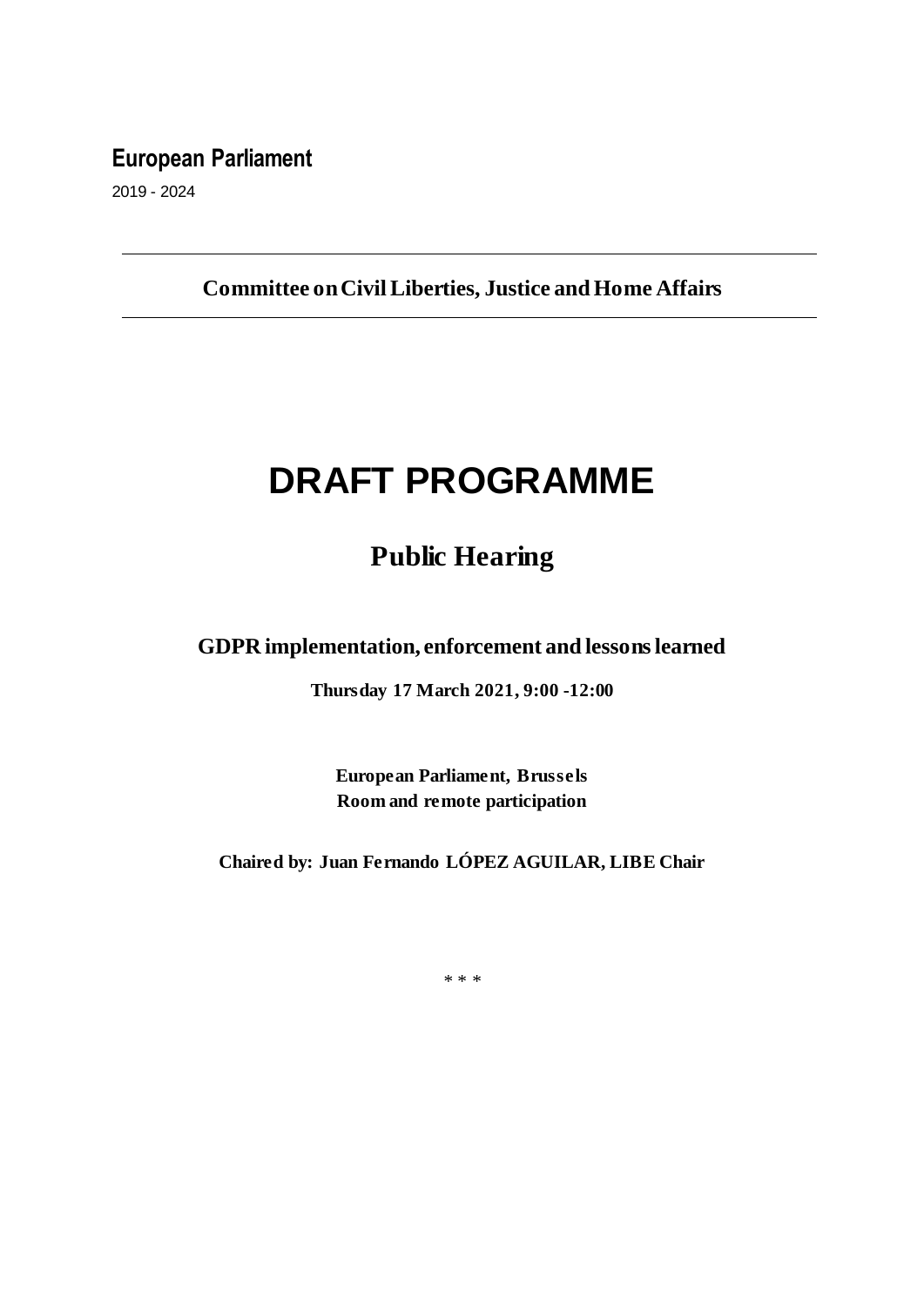**European Parliament**

2019 - 2024

---

**Committee on Civil Liberties, Justice and Home Affairs**

---

# DRAFT PROGRAMME

## Public Hearing

### GDPR implementation, enforcement and lessons learned

**Thursday 17 March 2021, 9:00 -12:00**

**European Parliament, Brussels**
**Room and remote participation**

**Chaired by: Juan Fernando LÓPEZ AGUILAR, LIBE Chair**

* * *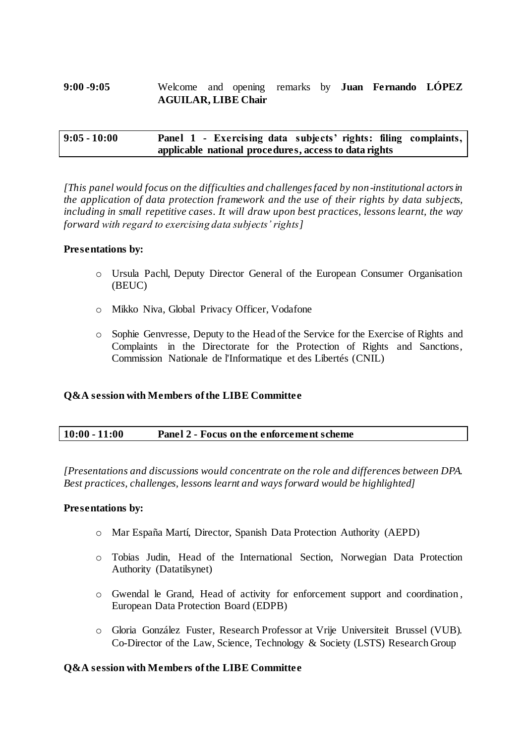**9:00 -9:05** Welcome and opening remarks by **Juan Fernando LÓPEZ AGUILAR, LIBE Chair**

| **9:05 - 10:00** | **Panel 1 - Exercising data subjects' rights: filing complaints, applicable national procedures, access to data rights** |
|---|---|

*[This panel would focus on the difficulties and challenges faced by non-institutional actors in the application of data protection framework and the use of their rights by data subjects, including in small repetitive cases. It will draw upon best practices, lessons learnt, the way forward with regard to exercising data subjects' rights]*

**Presentations by:**

- Ursula Pachl, Deputy Director General of the European Consumer Organisation (BEUC)
- Mikko Niva, Global Privacy Officer, Vodafone
- Sophie Genvresse, Deputy to the Head of the Service for the Exercise of Rights and Complaints in the Directorate for the Protection of Rights and Sanctions, Commission Nationale de l'Informatique et des Libertés (CNIL)

**Q&A session with Members of the LIBE Committee**

| **10:00 - 11:00** | **Panel 2 - Focus on the enforcement scheme** |
|---|---|

*[Presentations and discussions would concentrate on the role and differences between DPA. Best practices, challenges, lessons learnt and ways forward would be highlighted]*

**Presentations by:**

- Mar España Martí, Director, Spanish Data Protection Authority (AEPD)
- Tobias Judin, Head of the International Section, Norwegian Data Protection Authority (Datatilsynet)
- Gwendal le Grand, Head of activity for enforcement support and coordination, European Data Protection Board (EDPB)
- Gloria González Fuster, Research Professor at Vrije Universiteit Brussel (VUB). Co-Director of the Law, Science, Technology & Society (LSTS) Research Group

**Q&A session with Members of the LIBE Committee**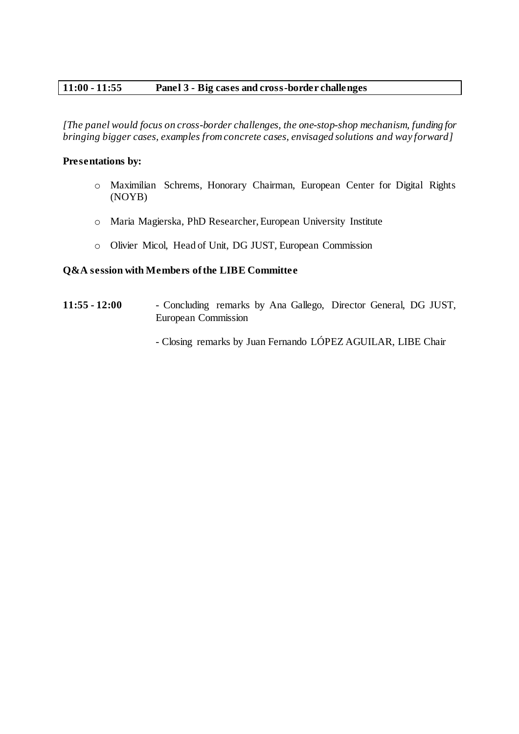**11:00 - 11:55 Panel 3 - Big cases and cross-border challenges**

*[The panel would focus on cross-border challenges, the one-stop-shop mechanism, funding for bringing bigger cases, examples from concrete cases, envisaged solutions and way forward]*

**Presentations by:**

- Maximilian Schrems, Honorary Chairman, European Center for Digital Rights (NOYB)
- Maria Magierska, PhD Researcher, European University Institute
- Olivier Micol, Head of Unit, DG JUST, European Commission

**Q&A session with Members of the LIBE Committee**

**11:55 - 12:00**

- Concluding remarks by Ana Gallego, Director General, DG JUST, European Commission
- Closing remarks by Juan Fernando LÓPEZ AGUILAR, LIBE Chair